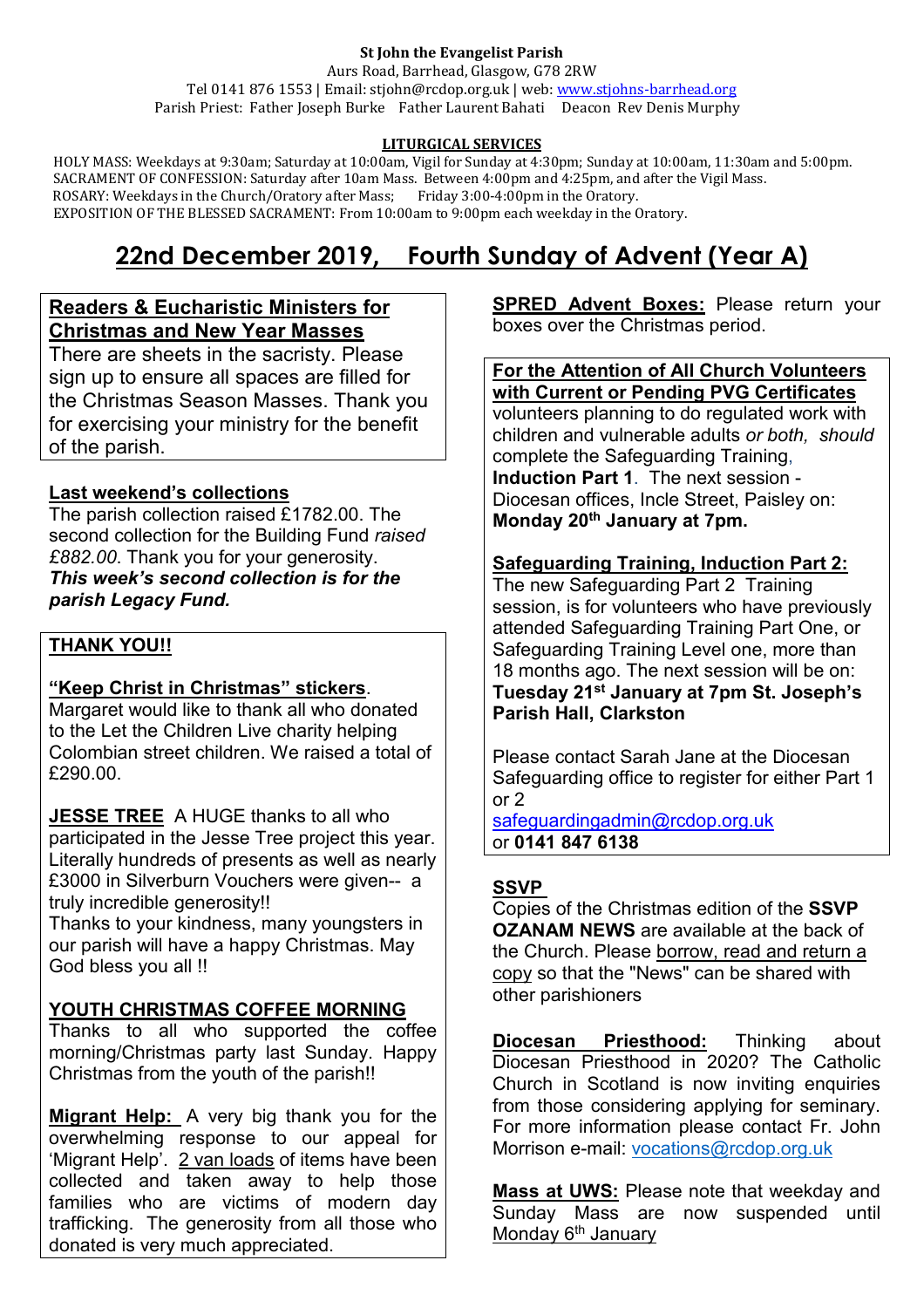**St John the Evangelist Parish**

Aurs Road, Barrhead, Glasgow, G78 2RW

Tel 0141 876 1553 | Email: stjohn@rcdop.org.uk | web: www.stjohns-barrhead.org

Parish Priest: Father Joseph Burke  Father Laurent Bahati  Deacon Rev Denis Murphy

**LITURGICAL SERVICES**

HOLY MASS: Weekdays at 9:30am; Saturday at 10:00am, Vigil for Sunday at 4:30pm; Sunday at 10:00am, 11:30am and 5:00pm.
SACRAMENT OF CONFESSION: Saturday after 10am Mass. Between 4:00pm and 4:25pm, and after the Vigil Mass.
ROSARY: Weekdays in the Church/Oratory after Mass;  Friday 3:00-4:00pm in the Oratory.
EXPOSITION OF THE BLESSED SACRAMENT: From 10:00am to 9:00pm each weekday in the Oratory.

# 22nd December 2019, Fourth Sunday of Advent (Year A)

**Readers & Eucharistic Ministers for Christmas and New Year Masses**

There are sheets in the sacristy. Please sign up to ensure all spaces are filled for the Christmas Season Masses. Thank you for exercising your ministry for the benefit of the parish.

**Last weekend's collections**

The parish collection raised £1782.00. The second collection for the Building Fund *raised £882.00*. Thank you for your generosity.
***This week's second collection is for the parish Legacy Fund.***

**THANK YOU!!**

**"Keep Christ in Christmas" stickers**. Margaret would like to thank all who donated to the Let the Children Live charity helping Colombian street children. We raised a total of £290.00.

**JESSE TREE** A HUGE thanks to all who participated in the Jesse Tree project this year. Literally hundreds of presents as well as nearly £3000 in Silverburn Vouchers were given-- a truly incredible generosity!!
Thanks to your kindness, many youngsters in our parish will have a happy Christmas. May God bless you all !!

**YOUTH CHRISTMAS COFFEE MORNING**

Thanks to all who supported the coffee morning/Christmas party last Sunday. Happy Christmas from the youth of the parish!!

**Migrant Help:** A very big thank you for the overwhelming response to our appeal for 'Migrant Help'. 2 van loads of items have been collected and taken away to help those families who are victims of modern day trafficking. The generosity from all those who donated is very much appreciated.

**SPRED Advent Boxes:** Please return your boxes over the Christmas period.

**For the Attention of All Church Volunteers with Current or Pending PVG Certificates**

volunteers planning to do regulated work with children and vulnerable adults *or both, should* complete the Safeguarding Training, **Induction Part 1**. The next session - Diocesan offices, Incle Street, Paisley on: **Monday 20th January at 7pm.**

**Safeguarding Training, Induction Part 2:**

The new Safeguarding Part 2 Training session, is for volunteers who have previously attended Safeguarding Training Part One, or Safeguarding Training Level one, more than 18 months ago. The next session will be on: **Tuesday 21st January at 7pm St. Joseph's Parish Hall, Clarkston**

Please contact Sarah Jane at the Diocesan Safeguarding office to register for either Part 1 or 2
safeguardingadmin@rcdop.org.uk
or **0141 847 6138**

**SSVP**

Copies of the Christmas edition of the **SSVP OZANAM NEWS** are available at the back of the Church. Please borrow, read and return a copy so that the "News" can be shared with other parishioners

**Diocesan Priesthood:** Thinking about Diocesan Priesthood in 2020? The Catholic Church in Scotland is now inviting enquiries from those considering applying for seminary. For more information please contact Fr. John Morrison e-mail: vocations@rcdop.org.uk

**Mass at UWS:** Please note that weekday and Sunday Mass are now suspended until Monday 6th January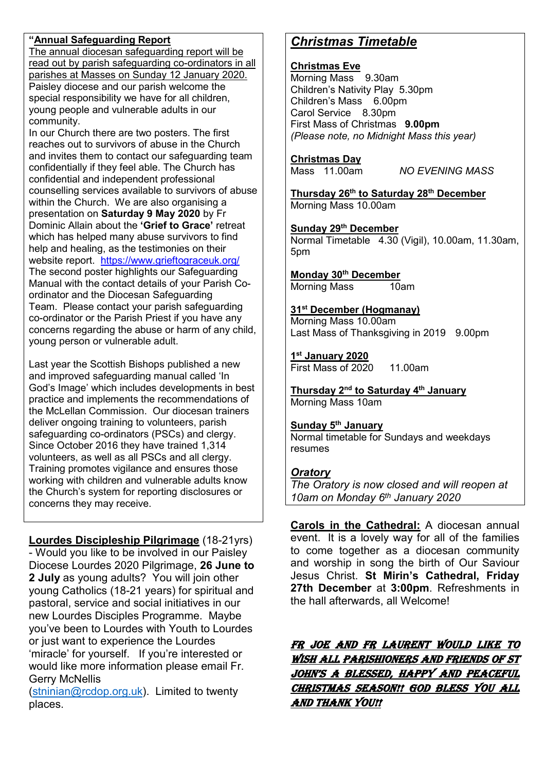**"Annual Safeguarding Report**

The annual diocesan safeguarding report will be read out by parish safeguarding co-ordinators in all parishes at Masses on Sunday 12 January 2020.

Paisley diocese and our parish welcome the special responsibility we have for all children, young people and vulnerable adults in our community.

In our Church there are two posters. The first reaches out to survivors of abuse in the Church and invites them to contact our safeguarding team confidentially if they feel able. The Church has confidential and independent professional counselling services available to survivors of abuse within the Church. We are also organising a presentation on **Saturday 9 May 2020** by Fr Dominic Allain about the **'Grief to Grace'** retreat which has helped many abuse survivors to find help and healing, as the testimonies on their website report. https://www.grieftograceuk.org/

The second poster highlights our Safeguarding Manual with the contact details of your Parish Co-ordinator and the Diocesan Safeguarding Team. Please contact your parish safeguarding co-ordinator or the Parish Priest if you have any concerns regarding the abuse or harm of any child, young person or vulnerable adult.

Last year the Scottish Bishops published a new and improved safeguarding manual called 'In God's Image' which includes developments in best practice and implements the recommendations of the McLellan Commission. Our diocesan trainers deliver ongoing training to volunteers, parish safeguarding co-ordinators (PSCs) and clergy. Since October 2016 they have trained 1,314 volunteers, as well as all PSCs and all clergy. Training promotes vigilance and ensures those working with children and vulnerable adults know the Church's system for reporting disclosures or concerns they may receive.

**Lourdes Discipleship Pilgrimage** (18-21yrs) - Would you like to be involved in our Paisley Diocese Lourdes 2020 Pilgrimage, **26 June to 2 July** as young adults? You will join other young Catholics (18-21 years) for spiritual and pastoral, service and social initiatives in our new Lourdes Disciples Programme. Maybe you've been to Lourdes with Youth to Lourdes or just want to experience the Lourdes 'miracle' for yourself. If you're interested or would like more information please email Fr. Gerry McNellis (stninian@rcdop.org.uk). Limited to twenty places.

## *Christmas Timetable*

**Christmas Eve**
Morning Mass 9.30am
Children's Nativity Play 5.30pm
Children's Mass 6.00pm
Carol Service 8.30pm
First Mass of Christmas **9.00pm**
*(Please note, no Midnight Mass this year)*

**Christmas Day**
Mass 11.00am *NO EVENING MASS*

**Thursday 26th to Saturday 28th December**
Morning Mass 10.00am

**Sunday 29th December**
Normal Timetable 4.30 (Vigil), 10.00am, 11.30am, 5pm

**Monday 30th December**
Morning Mass 10am

**31st December (Hogmanay)**
Morning Mass 10.00am
Last Mass of Thanksgiving in 2019 9.00pm

**1st January 2020**
First Mass of 2020 11.00am

**Thursday 2nd to Saturday 4th January**
Morning Mass 10am

**Sunday 5th January**
Normal timetable for Sundays and weekdays resumes

***Oratory***
*The Oratory is now closed and will reopen at 10am on Monday 6th January 2020*

**Carols in the Cathedral:** A diocesan annual event. It is a lovely way for all of the families to come together as a diocesan community and worship in song the birth of Our Saviour Jesus Christ. **St Mirin's Cathedral, Friday 27th December** at **3:00pm**. Refreshments in the hall afterwards, all Welcome!

***FR JOE AND FR LAURENT WOULD LIKE TO WISH ALL PARISHIONERS AND FRIENDS OF ST JOHN'S A BLESSED, HAPPY AND PEACEFUL CHRISTMAS SEASON!! GOD BLESS YOU ALL AND THANK YOU!!***